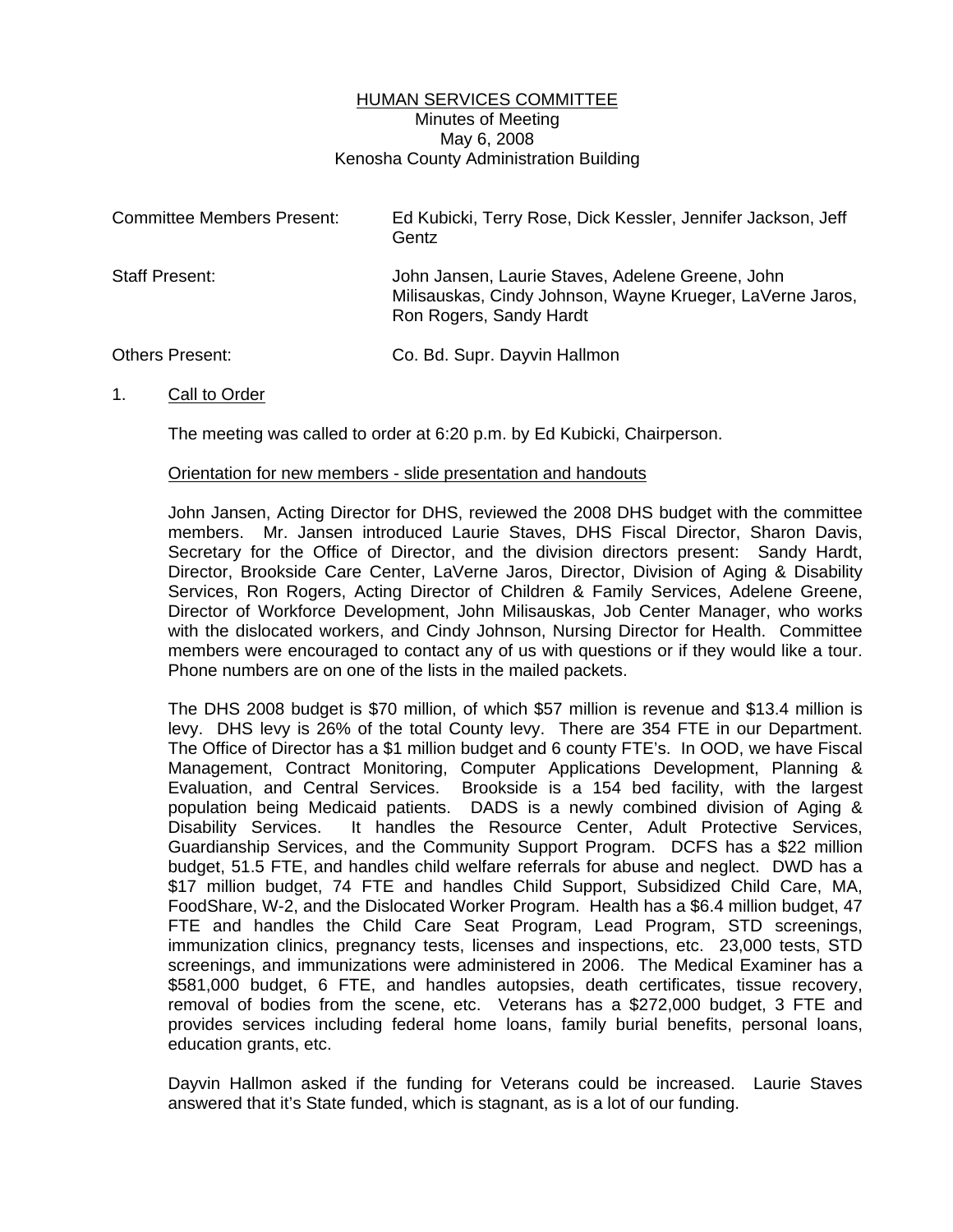<u>HUMAN SERVICES COMMITTEE</u>
Minutes of Meeting
May 6, 2008
Kenosha County Administration Building

| | |
|---|---|
| Committee Members Present: | Ed Kubicki, Terry Rose, Dick Kessler, Jennifer Jackson, Jeff Gentz |
| Staff Present: | John Jansen, Laurie Staves, Adelene Greene, John Milisauskas, Cindy Johnson, Wayne Krueger, LaVerne Jaros, Ron Rogers, Sandy Hardt |
| Others Present: | Co. Bd. Supr. Dayvin Hallmon |

1. <u>Call to Order</u>

The meeting was called to order at 6:20 p.m. by Ed Kubicki, Chairperson.

<u>Orientation for new members - slide presentation and handouts</u>

John Jansen, Acting Director for DHS, reviewed the 2008 DHS budget with the committee members. Mr. Jansen introduced Laurie Staves, DHS Fiscal Director, Sharon Davis, Secretary for the Office of Director, and the division directors present: Sandy Hardt, Director, Brookside Care Center, LaVerne Jaros, Director, Division of Aging & Disability Services, Ron Rogers, Acting Director of Children & Family Services, Adelene Greene, Director of Workforce Development, John Milisauskas, Job Center Manager, who works with the dislocated workers, and Cindy Johnson, Nursing Director for Health. Committee members were encouraged to contact any of us with questions or if they would like a tour. Phone numbers are on one of the lists in the mailed packets.

The DHS 2008 budget is $70 million, of which $57 million is revenue and $13.4 million is levy. DHS levy is 26% of the total County levy. There are 354 FTE in our Department. The Office of Director has a $1 million budget and 6 county FTE's. In OOD, we have Fiscal Management, Contract Monitoring, Computer Applications Development, Planning & Evaluation, and Central Services. Brookside is a 154 bed facility, with the largest population being Medicaid patients. DADS is a newly combined division of Aging & Disability Services. It handles the Resource Center, Adult Protective Services, Guardianship Services, and the Community Support Program. DCFS has a $22 million budget, 51.5 FTE, and handles child welfare referrals for abuse and neglect. DWD has a $17 million budget, 74 FTE and handles Child Support, Subsidized Child Care, MA, FoodShare, W-2, and the Dislocated Worker Program. Health has a $6.4 million budget, 47 FTE and handles the Child Care Seat Program, Lead Program, STD screenings, immunization clinics, pregnancy tests, licenses and inspections, etc. 23,000 tests, STD screenings, and immunizations were administered in 2006. The Medical Examiner has a $581,000 budget, 6 FTE, and handles autopsies, death certificates, tissue recovery, removal of bodies from the scene, etc. Veterans has a $272,000 budget, 3 FTE and provides services including federal home loans, family burial benefits, personal loans, education grants, etc.

Dayvin Hallmon asked if the funding for Veterans could be increased. Laurie Staves answered that it's State funded, which is stagnant, as is a lot of our funding.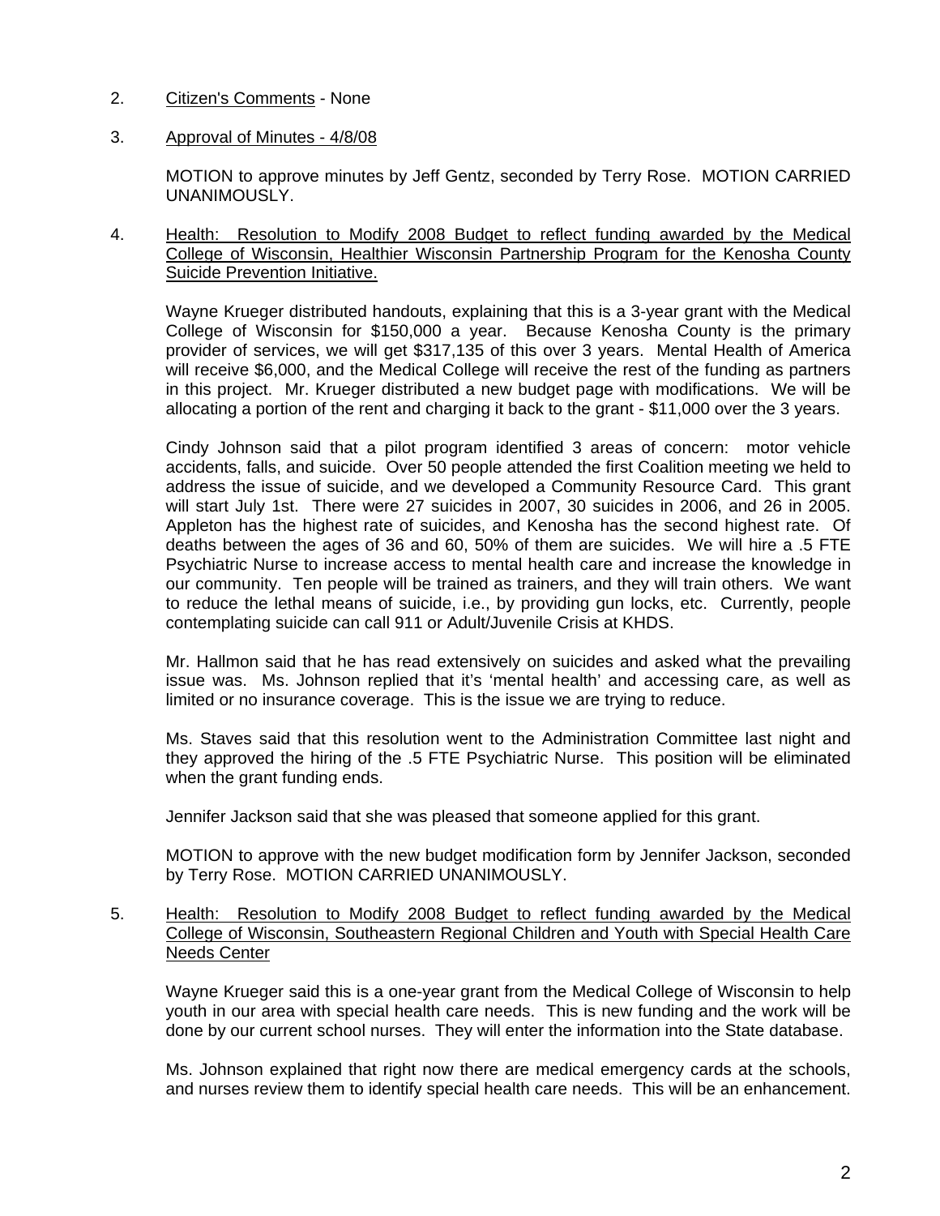2. Citizen's Comments - None

3. Approval of Minutes - 4/8/08

   MOTION to approve minutes by Jeff Gentz, seconded by Terry Rose. MOTION CARRIED UNANIMOUSLY.

4. Health: Resolution to Modify 2008 Budget to reflect funding awarded by the Medical College of Wisconsin, Healthier Wisconsin Partnership Program for the Kenosha County Suicide Prevention Initiative.

   Wayne Krueger distributed handouts, explaining that this is a 3-year grant with the Medical College of Wisconsin for $150,000 a year. Because Kenosha County is the primary provider of services, we will get $317,135 of this over 3 years. Mental Health of America will receive $6,000, and the Medical College will receive the rest of the funding as partners in this project. Mr. Krueger distributed a new budget page with modifications. We will be allocating a portion of the rent and charging it back to the grant - $11,000 over the 3 years.

   Cindy Johnson said that a pilot program identified 3 areas of concern: motor vehicle accidents, falls, and suicide. Over 50 people attended the first Coalition meeting we held to address the issue of suicide, and we developed a Community Resource Card. This grant will start July 1st. There were 27 suicides in 2007, 30 suicides in 2006, and 26 in 2005. Appleton has the highest rate of suicides, and Kenosha has the second highest rate. Of deaths between the ages of 36 and 60, 50% of them are suicides. We will hire a .5 FTE Psychiatric Nurse to increase access to mental health care and increase the knowledge in our community. Ten people will be trained as trainers, and they will train others. We want to reduce the lethal means of suicide, i.e., by providing gun locks, etc. Currently, people contemplating suicide can call 911 or Adult/Juvenile Crisis at KHDS.

   Mr. Hallmon said that he has read extensively on suicides and asked what the prevailing issue was. Ms. Johnson replied that it's 'mental health' and accessing care, as well as limited or no insurance coverage. This is the issue we are trying to reduce.

   Ms. Staves said that this resolution went to the Administration Committee last night and they approved the hiring of the .5 FTE Psychiatric Nurse. This position will be eliminated when the grant funding ends.

   Jennifer Jackson said that she was pleased that someone applied for this grant.

   MOTION to approve with the new budget modification form by Jennifer Jackson, seconded by Terry Rose. MOTION CARRIED UNANIMOUSLY.

5. Health: Resolution to Modify 2008 Budget to reflect funding awarded by the Medical College of Wisconsin, Southeastern Regional Children and Youth with Special Health Care Needs Center

   Wayne Krueger said this is a one-year grant from the Medical College of Wisconsin to help youth in our area with special health care needs. This is new funding and the work will be done by our current school nurses. They will enter the information into the State database.

   Ms. Johnson explained that right now there are medical emergency cards at the schools, and nurses review them to identify special health care needs. This will be an enhancement.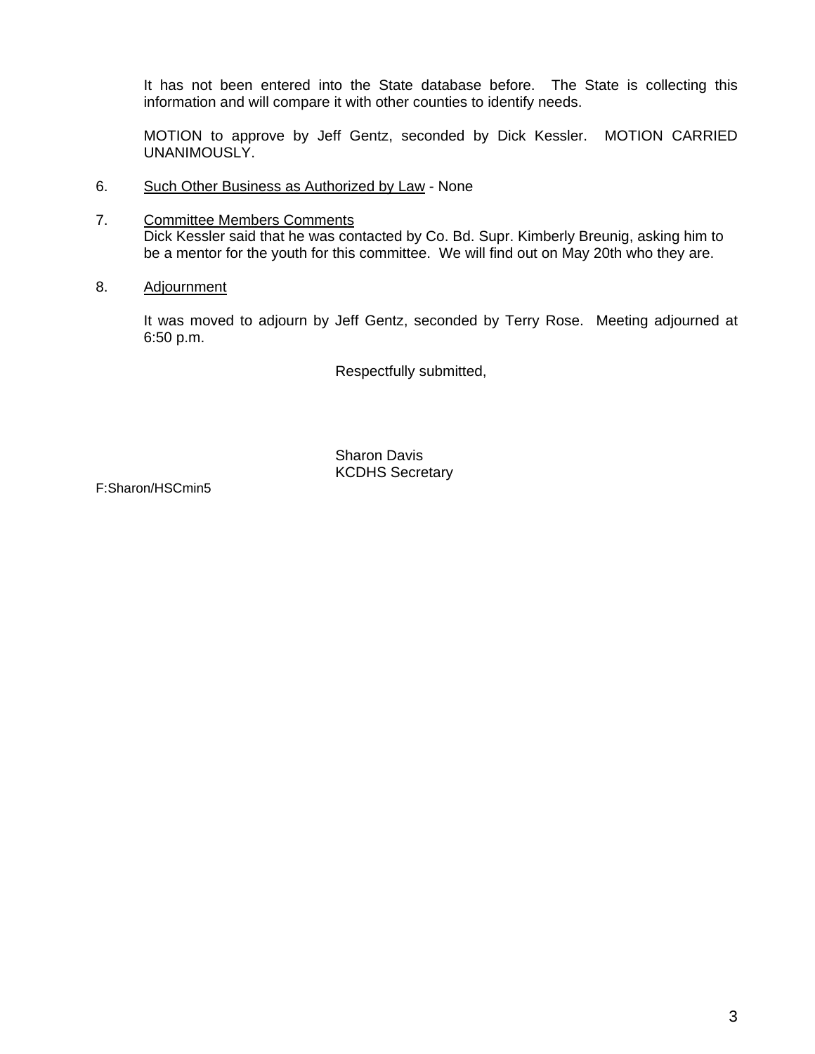It has not been entered into the State database before. The State is collecting this information and will compare it with other counties to identify needs.

MOTION to approve by Jeff Gentz, seconded by Dick Kessler. MOTION CARRIED UNANIMOUSLY.

6. Such Other Business as Authorized by Law - None

7. Committee Members Comments
   Dick Kessler said that he was contacted by Co. Bd. Supr. Kimberly Breunig, asking him to be a mentor for the youth for this committee. We will find out on May 20th who they are.

8. Adjournment

   It was moved to adjourn by Jeff Gentz, seconded by Terry Rose. Meeting adjourned at 6:50 p.m.

Respectfully submitted,

Sharon Davis
KCDHS Secretary

F:Sharon/HSCmin5